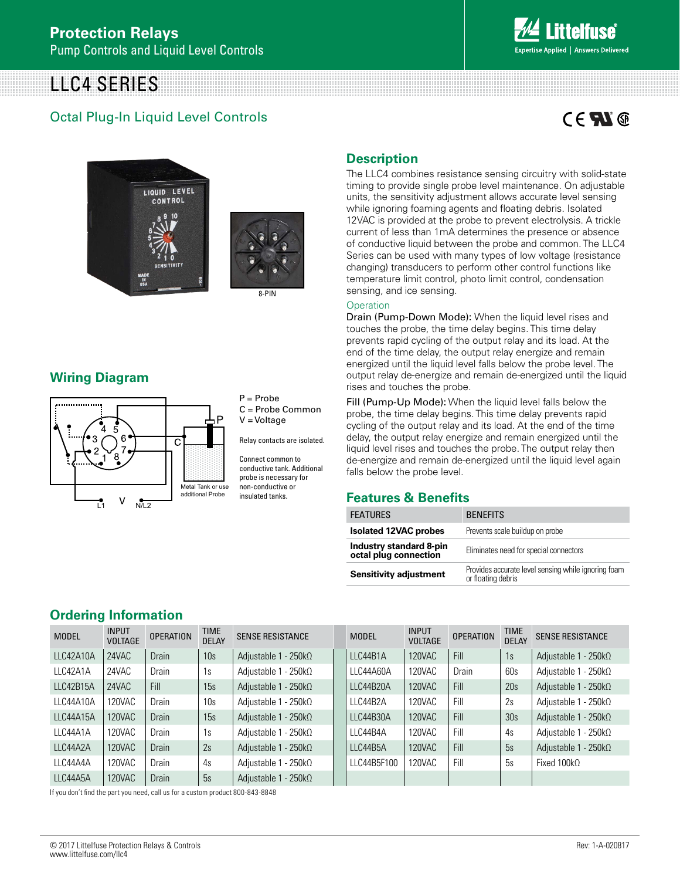# Protection Relays

Pump Controls and Liquid Level Controls

# LLC4 SERIES

## Octal Plug-In Liquid Level Controls

8-PIN

## Description

The LLC4 combines resistance sensing circuitry with solid-state timing to provide single probe level maintenance. On adjustable units, the sensitivity adjustment allows accurate level sensing while ignoring foaming agents and floating debris. Isolated 12VAC is provided at the probe to prevent electrolysis. A trickle current of less than 1mA determines the presence or absence of conductive liquid between the probe and common. The LLC4 Series can be used with many types of low voltage (resistance changing) transducers to perform other control functions like temperature limit control, photo limit control, condensation sensing, and ice sensing.

### Operation

Drain (Pump-Down Mode): When the liquid level rises and touches the probe, the time delay begins. This time delay prevents rapid cycling of the output relay and its load. At the end of the time delay, the output relay energize and remain energized until the liquid level falls below the probe level. The output relay de-energize and remain de-energized until the liquid rises and touches the probe.

Fill (Pump-Up Mode): When the liquid level falls below the probe, the time delay begins. This time delay prevents rapid cycling of the output relay and its load. At the end of the time delay, the output relay energize and remain energized until the liquid level rises and touches the probe. The output relay then de-energize and remain de-energized until the liquid again falls below the probe level.

## Wiring Diagram

P = Probe
C = Probe Common
V = Voltage

Relay contacts are isolated.

Connect common to conductive tank. Additional probe is necessary for non-conductive or insulated tanks.

Metal Tank or use additional Probe

L1 V N/L2

## Features & Benefits

| FEATURES | BENEFITS |
|---|---|
| **Isolated 12VAC probes** | Prevents scale buildup on probe |
| **Industry standard 8-pin octal plug connection** | Eliminates need for special connectors |
| **Sensitivity adjustment** | Provides accurate level sensing while ignoring foam or floating debris |

## Ordering Information

| MODEL | INPUT VOLTAGE | OPERATION | TIME DELAY | SENSE RESISTANCE |
|---|---|---|---|---|
| LLC42A10A | 24VAC | Drain | 10s | Adjustable 1 - 250kΩ |
| LLC42A1A | 24VAC | Drain | 1s | Adjustable 1 - 250kΩ |
| LLC42B15A | 24VAC | Fill | 15s | Adjustable 1 - 250kΩ |
| LLC44A10A | 120VAC | Drain | 10s | Adjustable 1 - 250kΩ |
| LLC44A15A | 120VAC | Drain | 15s | Adjustable 1 - 250kΩ |
| LLC44A1A | 120VAC | Drain | 1s | Adjustable 1 - 250kΩ |
| LLC44A2A | 120VAC | Drain | 2s | Adjustable 1 - 250kΩ |
| LLC44A4A | 120VAC | Drain | 4s | Adjustable 1 - 250kΩ |
| LLC44A5A | 120VAC | Drain | 5s | Adjustable 1 - 250kΩ |
| LLC44B1A | 120VAC | Fill | 1s | Adjustable 1 - 250kΩ |
| LLC44A60A | 120VAC | Drain | 60s | Adjustable 1 - 250kΩ |
| LLC44B20A | 120VAC | Fill | 20s | Adjustable 1 - 250kΩ |
| LLC44B2A | 120VAC | Fill | 2s | Adjustable 1 - 250kΩ |
| LLC44B30A | 120VAC | Fill | 30s | Adjustable 1 - 250kΩ |
| LLC44B4A | 120VAC | Fill | 4s | Adjustable 1 - 250kΩ |
| LLC44B5A | 120VAC | Fill | 5s | Adjustable 1 - 250kΩ |
| LLC44B5F100 | 120VAC | Fill | 5s | Fixed 100kΩ |

If you don't find the part you need, call us for a custom product 800-843-8848

© 2017 Littelfuse Protection Relays & Controls
www.littelfuse.com/llc4

Rev: 1-A-020817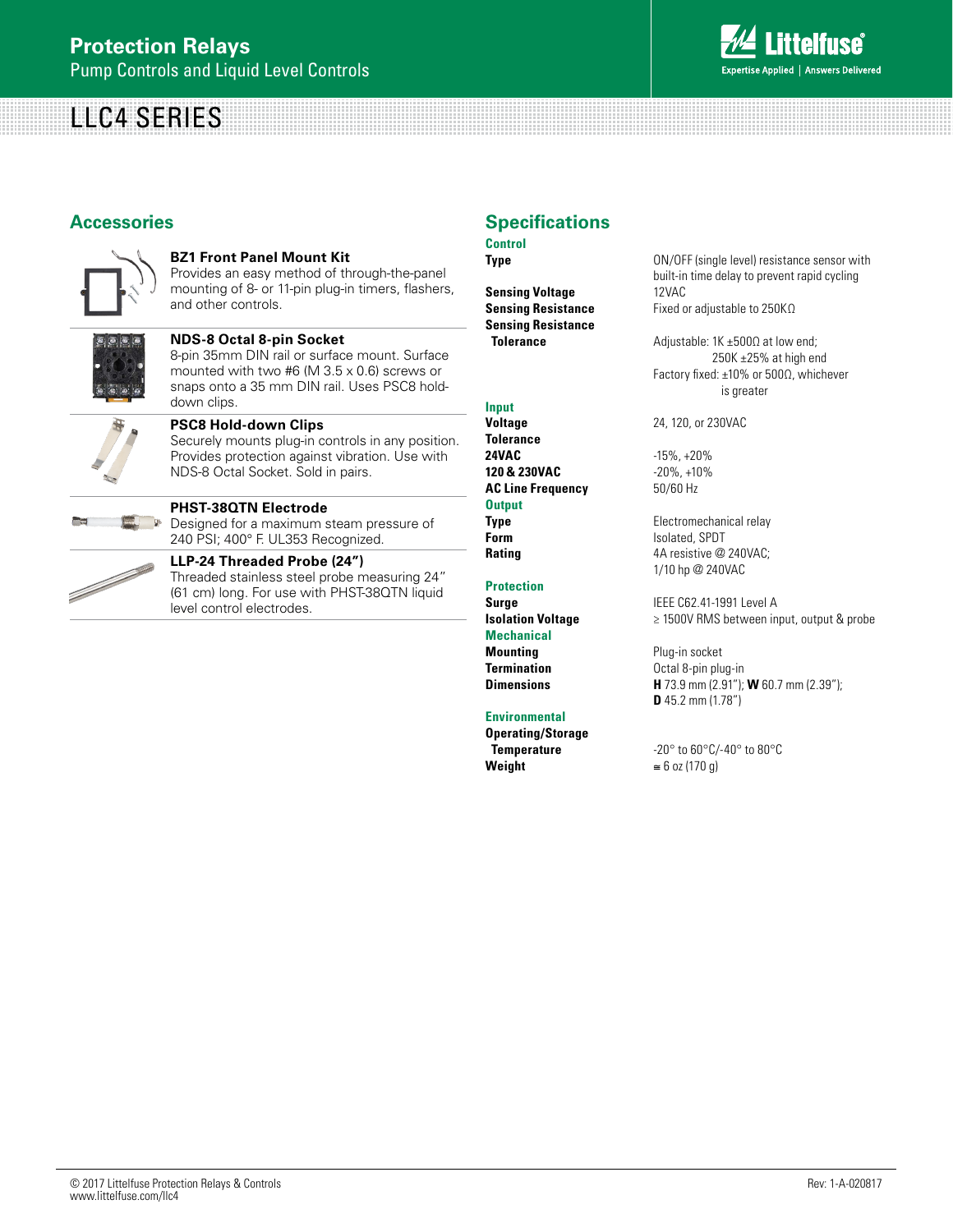# Protection Relays

Pump Controls and Liquid Level Controls

# LLC4 SERIES

## Accessories

**BZ1 Front Panel Mount Kit**
Provides an easy method of through-the-panel mounting of 8- or 11-pin plug-in timers, flashers, and other controls.

**NDS-8 Octal 8-pin Socket**
8-pin 35mm DIN rail or surface mount. Surface mounted with two #6 (M 3.5 x 0.6) screws or snaps onto a 35 mm DIN rail. Uses PSC8 hold-down clips.

**PSC8 Hold-down Clips**
Securely mounts plug-in controls in any position. Provides protection against vibration. Use with NDS-8 Octal Socket. Sold in pairs.

**PHST-38QTN Electrode**
Designed for a maximum steam pressure of 240 PSI; 400° F. UL353 Recognized.

**LLP-24 Threaded Probe (24")**
Threaded stainless steel probe measuring 24" (61 cm) long. For use with PHST-38QTN liquid level control electrodes.

## Specifications

### Control

| | |
|---|---|
| **Type** | ON/OFF (single level) resistance sensor with built-in time delay to prevent rapid cycling |
| **Sensing Voltage** | 12VAC |
| **Sensing Resistance** | Fixed or adjustable to 250KΩ |
| **Sensing Resistance Tolerance** | Adjustable: 1K ±500Ω at low end; 250K ±25% at high end<br>Factory fixed: ±10% or 500Ω, whichever is greater |

### Input

| | |
|---|---|
| **Voltage** | 24, 120, or 230VAC |
| **Tolerance** | |
| **24VAC** | -15%, +20% |
| **120 & 230VAC** | -20%, +10% |
| **AC Line Frequency** | 50/60 Hz |

### Output

| | |
|---|---|
| **Type** | Electromechanical relay |
| **Form** | Isolated, SPDT |
| **Rating** | 4A resistive @ 240VAC;<br>1/10 hp @ 240VAC |

### Protection

| | |
|---|---|
| **Surge** | IEEE C62.41-1991 Level A |
| **Isolation Voltage** | ≥ 1500V RMS between input, output & probe |

### Mechanical

| | |
|---|---|
| **Mounting** | Plug-in socket |
| **Termination** | Octal 8-pin plug-in |
| **Dimensions** | **H** 73.9 mm (2.91"); **W** 60.7 mm (2.39"); **D** 45.2 mm (1.78") |

### Environmental

| | |
|---|---|
| **Operating/Storage Temperature** | -20° to 60°C/-40° to 80°C |
| **Weight** | ≅ 6 oz (170 g) |

© 2017 Littelfuse Protection Relays & Controls
www.littelfuse.com/llc4

Rev: 1-A-020817